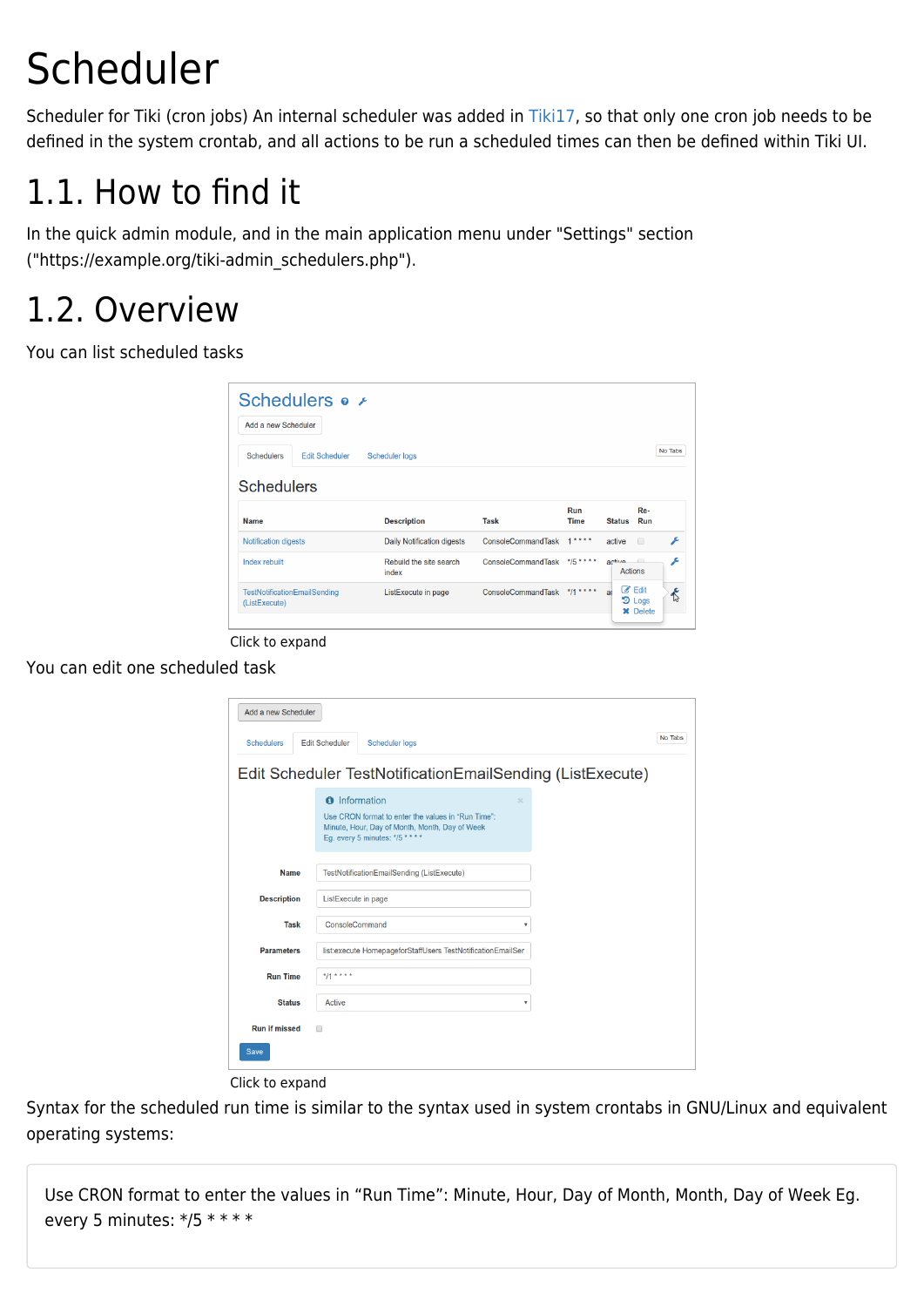# Scheduler

Scheduler for Tiki (cron jobs) An internal scheduler was added in Tiki17, so that only one cron job needs to be defined in the system crontab, and all actions to be run a scheduled times can then be defined within Tiki UI.

# 1.1. How to find it

In the quick admin module, and in the main application menu under "Settings" section ("https://example.org/tiki-admin_schedulers.php").

# 1.2. Overview

You can list scheduled tasks

Click to expand

You can edit one scheduled task

Click to expand

Syntax for the scheduled run time is similar to the syntax used in system crontabs in GNU/Linux and equivalent operating systems:

> Use CRON format to enter the values in “Run Time”: Minute, Hour, Day of Month, Month, Day of Week Eg. every 5 minutes: */5 * * * *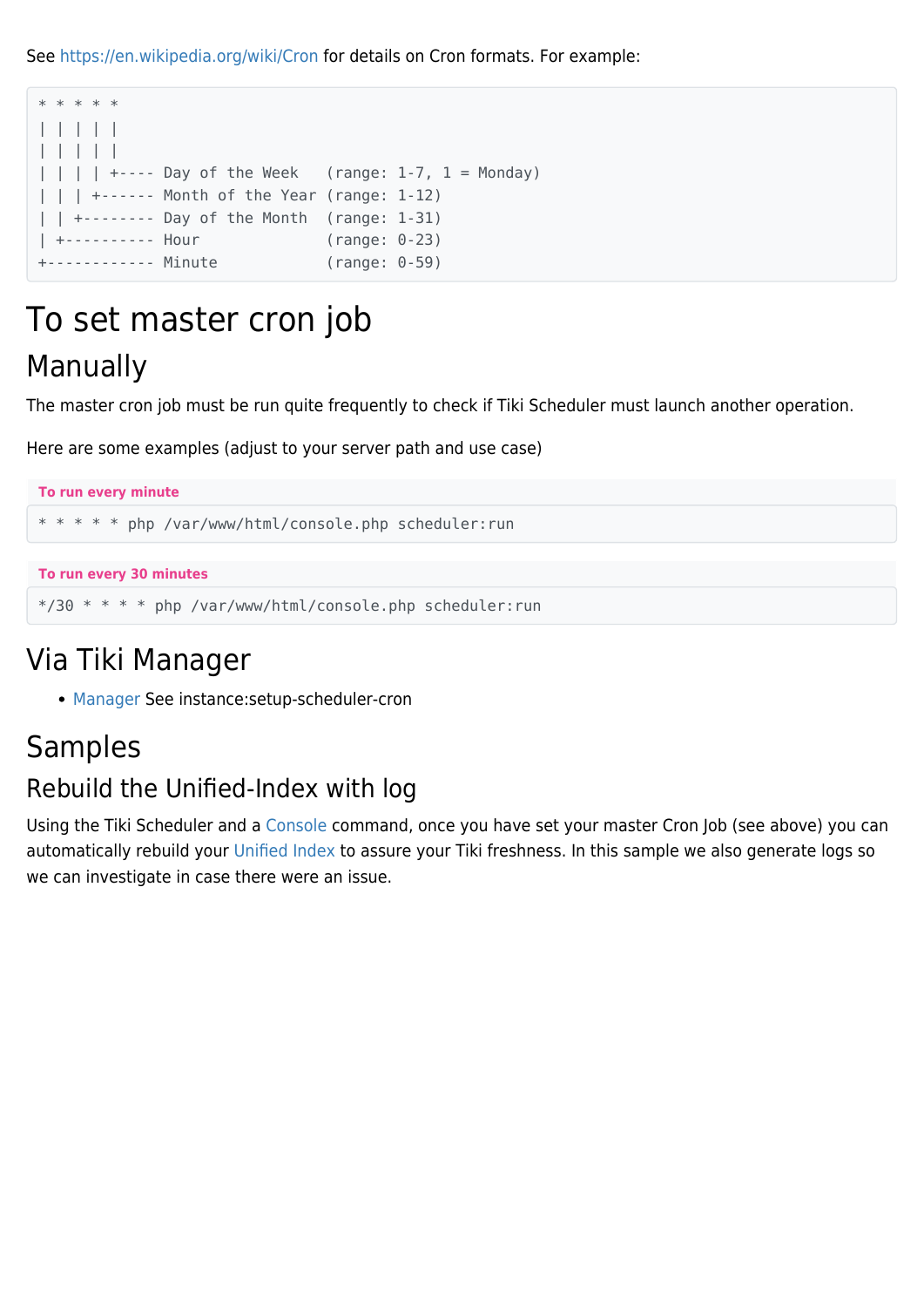See https://en.wikipedia.org/wiki/Cron for details on Cron formats. For example:

```
* * * * *
| | | | |
| | | | |
| | | | +---- Day of the Week   (range: 1-7, 1 = Monday)
| | | +------ Month of the Year (range: 1-12)
| | +-------- Day of the Month  (range: 1-31)
| +---------- Hour              (range: 0-23)
+------------ Minute            (range: 0-59)
```

# To set master cron job

## Manually

The master cron job must be run quite frequently to check if Tiki Scheduler must launch another operation.

Here are some examples (adjust to your server path and use case)

**To run every minute**

```
* * * * * php /var/www/html/console.php scheduler:run
```

**To run every 30 minutes**

```
*/30 * * * * php /var/www/html/console.php scheduler:run
```

## Via Tiki Manager

- Manager See instance:setup-scheduler-cron

## Samples

### Rebuild the Unified-Index with log

Using the Tiki Scheduler and a Console command, once you have set your master Cron Job (see above) you can automatically rebuild your Unified Index to assure your Tiki freshness. In this sample we also generate logs so we can investigate in case there were an issue.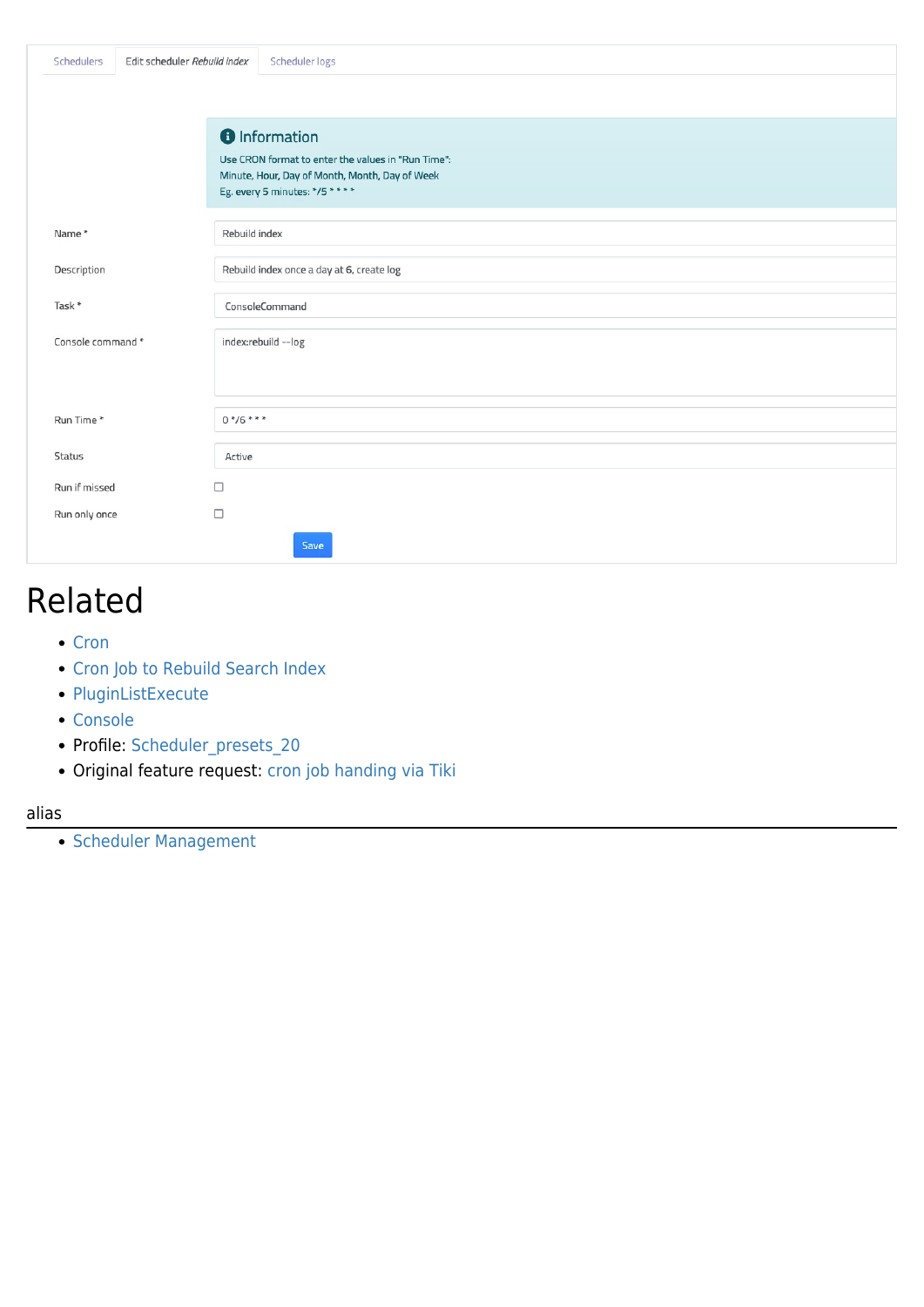Schedulers | Edit scheduler *Rebuild index* | Scheduler logs

**Information**

Use CRON format to enter the values in "Run Time":
Minute, Hour, Day of Month, Month, Day of Week
Eg. every 5 minutes: */5 * * * *

| | |
|---|---|
| Name * | Rebuild index |
| Description | Rebuild index once a day at 6, create log |
| Task * | ConsoleCommand |
| Console command * | index:rebuild --log |
| Run Time * | 0 */6 * * * |
| Status | Active |
| Run if missed | ☐ |
| Run only once | ☐ |

Save

# Related

- Cron
- Cron Job to Rebuild Search Index
- PluginListExecute
- Console
- Profile: Scheduler_presets_20
- Original feature request: cron job handing via Tiki

## alias

- Scheduler Management